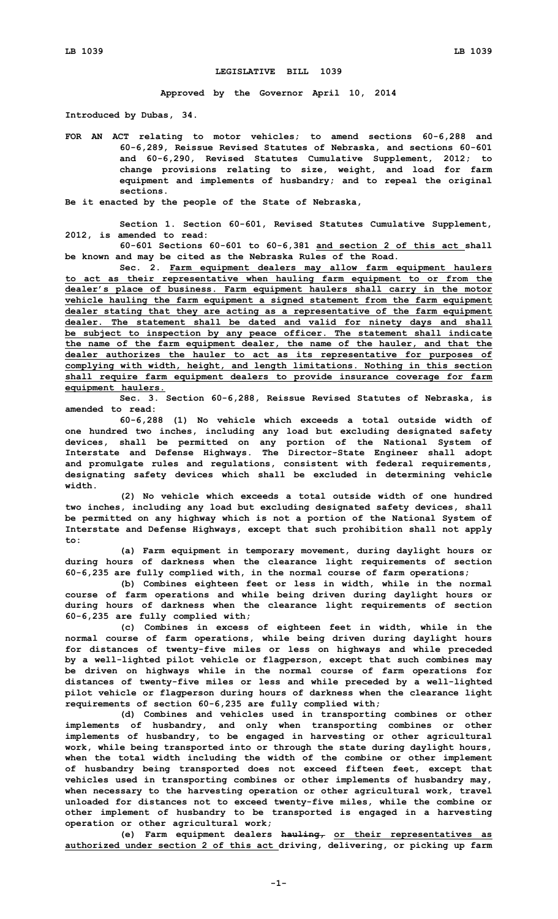# LEGISLATIVE BILL 1039

**Approved by the Governor April 10, 2014**

**Introduced by Dubas, 34.**

**FOR AN ACT relating to motor vehicles; to amend sections 60-6,288 and 60-6,289, Reissue Revised Statutes of Nebraska, and sections 60-601 and 60-6,290, Revised Statutes Cumulative Supplement, 2012; to change provisions relating to size, weight, and load for farm equipment and implements of husbandry; and to repeal the original sections.**

**Be it enacted by the people of the State of Nebraska,**

**Section 1. Section 60-601, Revised Statutes Cumulative Supplement, 2012, is amended to read:**

**60-601 Sections 60-601 to 60-6,381 and section 2 of this act shall be known and may be cited as the Nebraska Rules of the Road.**

**Sec. 2. Farm equipment dealers may allow farm equipment haulers to act as their representative when hauling farm equipment to or from the dealer's place of business. Farm equipment haulers shall carry in the motor vehicle hauling the farm equipment a signed statement from the farm equipment dealer stating that they are acting as a representative of the farm equipment dealer. The statement shall be dated and valid for ninety days and shall be subject to inspection by any peace officer. The statement shall indicate the name of the farm equipment dealer, the name of the hauler, and that the dealer authorizes the hauler to act as its representative for purposes of complying with width, height, and length limitations. Nothing in this section shall require farm equipment dealers to provide insurance coverage for farm equipment haulers.**

**Sec. 3. Section 60-6,288, Reissue Revised Statutes of Nebraska, is amended to read:**

**60-6,288 (1) No vehicle which exceeds a total outside width of one hundred two inches, including any load but excluding designated safety devices, shall be permitted on any portion of the National System of Interstate and Defense Highways. The Director-State Engineer shall adopt and promulgate rules and regulations, consistent with federal requirements, designating safety devices which shall be excluded in determining vehicle width.**

**(2) No vehicle which exceeds a total outside width of one hundred two inches, including any load but excluding designated safety devices, shall be permitted on any highway which is not a portion of the National System of Interstate and Defense Highways, except that such prohibition shall not apply to:**

**(a) Farm equipment in temporary movement, during daylight hours or during hours of darkness when the clearance light requirements of section 60-6,235 are fully complied with, in the normal course of farm operations;**

**(b) Combines eighteen feet or less in width, while in the normal course of farm operations and while being driven during daylight hours or during hours of darkness when the clearance light requirements of section 60-6,235 are fully complied with;**

**(c) Combines in excess of eighteen feet in width, while in the normal course of farm operations, while being driven during daylight hours for distances of twenty-five miles or less on highways and while preceded by a well-lighted pilot vehicle or flagperson, except that such combines may be driven on highways while in the normal course of farm operations for distances of twenty-five miles or less and while preceded by a well-lighted pilot vehicle or flagperson during hours of darkness when the clearance light requirements of section 60-6,235 are fully complied with;**

**(d) Combines and vehicles used in transporting combines or other implements of husbandry, and only when transporting combines or other implements of husbandry, to be engaged in harvesting or other agricultural work, while being transported into or through the state during daylight hours, when the total width including the width of the combine or other implement of husbandry being transported does not exceed fifteen feet, except that vehicles used in transporting combines or other implements of husbandry may, when necessary to the harvesting operation or other agricultural work, travel unloaded for distances not to exceed twenty-five miles, while the combine or other implement of husbandry to be transported is engaged in a harvesting operation or other agricultural work;**

**(e) Farm equipment dealers ~~hauling,~~ or their representatives as authorized under section 2 of this act driving, delivering, or picking up farm**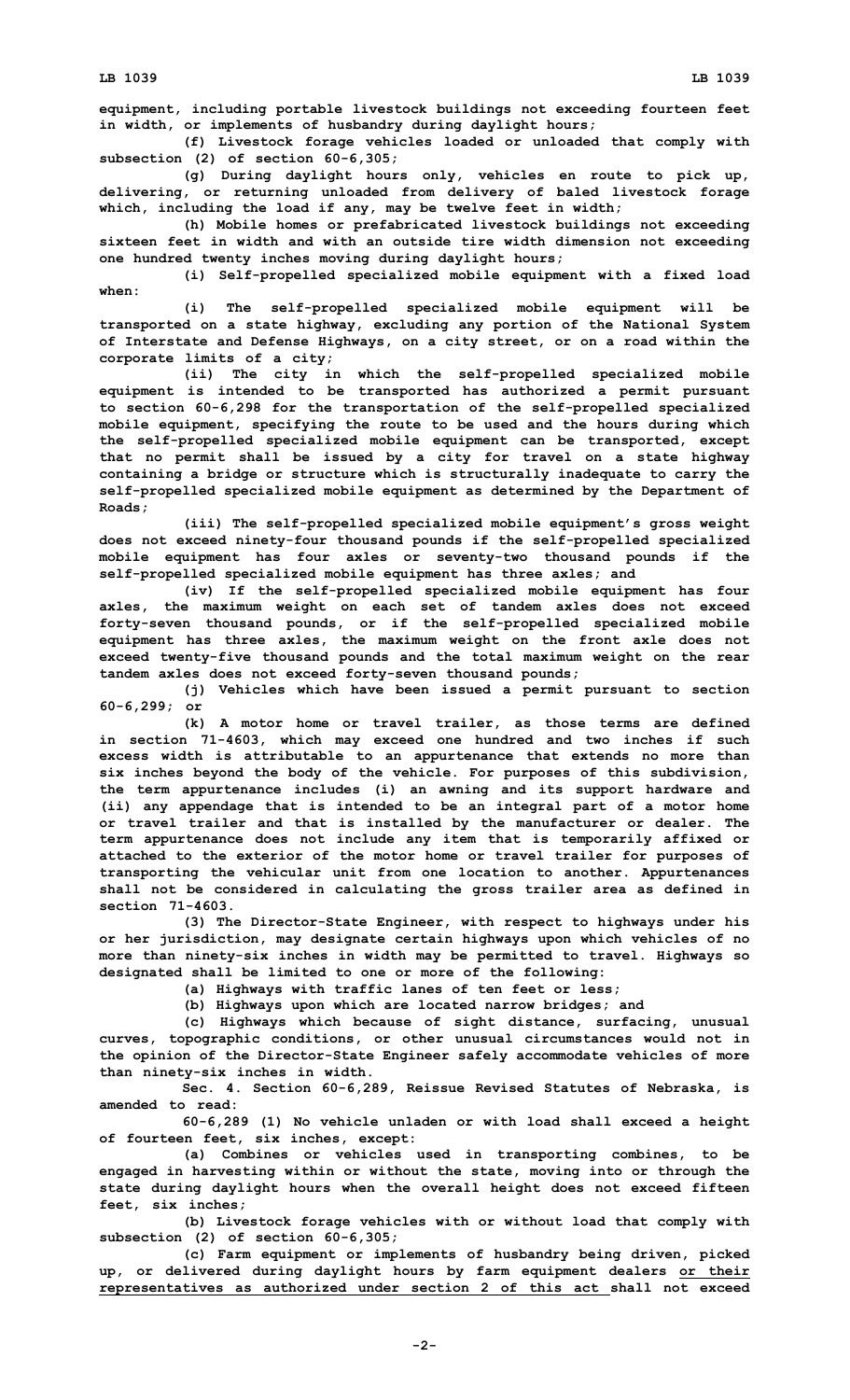equipment, including portable livestock buildings not exceeding fourteen feet in width, or implements of husbandry during daylight hours;

(f) Livestock forage vehicles loaded or unloaded that comply with subsection (2) of section 60-6,305;

(g) During daylight hours only, vehicles en route to pick up, delivering, or returning unloaded from delivery of baled livestock forage which, including the load if any, may be twelve feet in width;

(h) Mobile homes or prefabricated livestock buildings not exceeding sixteen feet in width and with an outside tire width dimension not exceeding one hundred twenty inches moving during daylight hours;

(i) Self-propelled specialized mobile equipment with a fixed load when:

(i) The self-propelled specialized mobile equipment will be transported on a state highway, excluding any portion of the National System of Interstate and Defense Highways, on a city street, or on a road within the corporate limits of a city;

(ii) The city in which the self-propelled specialized mobile equipment is intended to be transported has authorized a permit pursuant to section 60-6,298 for the transportation of the self-propelled specialized mobile equipment, specifying the route to be used and the hours during which the self-propelled specialized mobile equipment can be transported, except that no permit shall be issued by a city for travel on a state highway containing a bridge or structure which is structurally inadequate to carry the self-propelled specialized mobile equipment as determined by the Department of Roads;

(iii) The self-propelled specialized mobile equipment's gross weight does not exceed ninety-four thousand pounds if the self-propelled specialized mobile equipment has four axles or seventy-two thousand pounds if the self-propelled specialized mobile equipment has three axles; and

(iv) If the self-propelled specialized mobile equipment has four axles, the maximum weight on each set of tandem axles does not exceed forty-seven thousand pounds, or if the self-propelled specialized mobile equipment has three axles, the maximum weight on the front axle does not exceed twenty-five thousand pounds and the total maximum weight on the rear tandem axles does not exceed forty-seven thousand pounds;

(j) Vehicles which have been issued a permit pursuant to section 60-6,299; or

(k) A motor home or travel trailer, as those terms are defined in section 71-4603, which may exceed one hundred and two inches if such excess width is attributable to an appurtenance that extends no more than six inches beyond the body of the vehicle. For purposes of this subdivision, the term appurtenance includes (i) an awning and its support hardware and (ii) any appendage that is intended to be an integral part of a motor home or travel trailer and that is installed by the manufacturer or dealer. The term appurtenance does not include any item that is temporarily affixed or attached to the exterior of the motor home or travel trailer for purposes of transporting the vehicular unit from one location to another. Appurtenances shall not be considered in calculating the gross trailer area as defined in section 71-4603.

(3) The Director-State Engineer, with respect to highways under his or her jurisdiction, may designate certain highways upon which vehicles of no more than ninety-six inches in width may be permitted to travel. Highways so designated shall be limited to one or more of the following:

(a) Highways with traffic lanes of ten feet or less;

(b) Highways upon which are located narrow bridges; and

(c) Highways which because of sight distance, surfacing, unusual curves, topographic conditions, or other unusual circumstances would not in the opinion of the Director-State Engineer safely accommodate vehicles of more than ninety-six inches in width.

Sec. 4. Section 60-6,289, Reissue Revised Statutes of Nebraska, is amended to read:

60-6,289 (1) No vehicle unladen or with load shall exceed a height of fourteen feet, six inches, except:

(a) Combines or vehicles used in transporting combines, to be engaged in harvesting within or without the state, moving into or through the state during daylight hours when the overall height does not exceed fifteen feet, six inches;

(b) Livestock forage vehicles with or without load that comply with subsection (2) of section 60-6,305;

(c) Farm equipment or implements of husbandry being driven, picked up, or delivered during daylight hours by farm equipment dealers or their representatives as authorized under section 2 of this act shall not exceed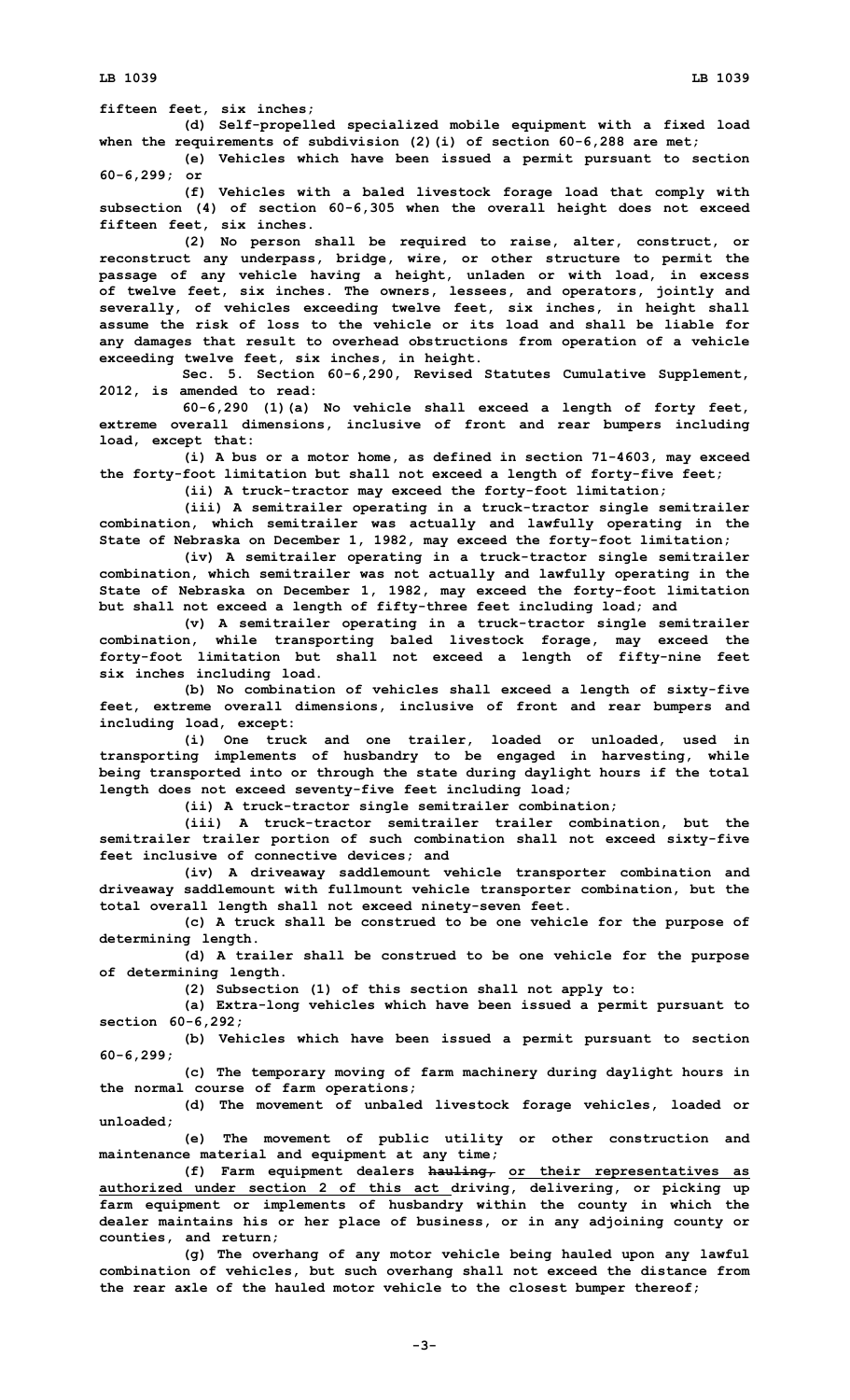**fifteen feet, six inches;**

**(d) Self-propelled specialized mobile equipment with a fixed load when the requirements of subdivision (2)(i) of section 60-6,288 are met;**

**(e) Vehicles which have been issued a permit pursuant to section 60-6,299; or**

**(f) Vehicles with a baled livestock forage load that comply with subsection (4) of section 60-6,305 when the overall height does not exceed fifteen feet, six inches.**

**(2) No person shall be required to raise, alter, construct, or reconstruct any underpass, bridge, wire, or other structure to permit the passage of any vehicle having a height, unladen or with load, in excess of twelve feet, six inches. The owners, lessees, and operators, jointly and severally, of vehicles exceeding twelve feet, six inches, in height shall assume the risk of loss to the vehicle or its load and shall be liable for any damages that result to overhead obstructions from operation of a vehicle exceeding twelve feet, six inches, in height.**

**Sec. 5. Section 60-6,290, Revised Statutes Cumulative Supplement, 2012, is amended to read:**

**60-6,290 (1)(a) No vehicle shall exceed a length of forty feet, extreme overall dimensions, inclusive of front and rear bumpers including load, except that:**

**(i) A bus or a motor home, as defined in section 71-4603, may exceed the forty-foot limitation but shall not exceed a length of forty-five feet;**

**(ii) A truck-tractor may exceed the forty-foot limitation;**

**(iii) A semitrailer operating in a truck-tractor single semitrailer combination, which semitrailer was actually and lawfully operating in the State of Nebraska on December 1, 1982, may exceed the forty-foot limitation;**

**(iv) A semitrailer operating in a truck-tractor single semitrailer combination, which semitrailer was not actually and lawfully operating in the State of Nebraska on December 1, 1982, may exceed the forty-foot limitation but shall not exceed a length of fifty-three feet including load; and**

**(v) A semitrailer operating in a truck-tractor single semitrailer combination, while transporting baled livestock forage, may exceed the forty-foot limitation but shall not exceed a length of fifty-nine feet six inches including load.**

**(b) No combination of vehicles shall exceed a length of sixty-five feet, extreme overall dimensions, inclusive of front and rear bumpers and including load, except:**

**(i) One truck and one trailer, loaded or unloaded, used in transporting implements of husbandry to be engaged in harvesting, while being transported into or through the state during daylight hours if the total length does not exceed seventy-five feet including load;**

**(ii) A truck-tractor single semitrailer combination;**

**(iii) A truck-tractor semitrailer trailer combination, but the semitrailer trailer portion of such combination shall not exceed sixty-five feet inclusive of connective devices; and**

**(iv) A driveaway saddlemount vehicle transporter combination and driveaway saddlemount with fullmount vehicle transporter combination, but the total overall length shall not exceed ninety-seven feet.**

**(c) A truck shall be construed to be one vehicle for the purpose of determining length.**

**(d) A trailer shall be construed to be one vehicle for the purpose of determining length.**

**(2) Subsection (1) of this section shall not apply to:**

**(a) Extra-long vehicles which have been issued a permit pursuant to section 60-6,292;**

**(b) Vehicles which have been issued a permit pursuant to section 60-6,299;**

**(c) The temporary moving of farm machinery during daylight hours in the normal course of farm operations;**

**(d) The movement of unbaled livestock forage vehicles, loaded or unloaded;**

**(e) The movement of public utility or other construction and maintenance material and equipment at any time;**

**(f) Farm equipment dealers ~~hauling,~~ <u>or their representatives as authorized under section 2 of this act</u> driving, delivering, or picking up farm equipment or implements of husbandry within the county in which the dealer maintains his or her place of business, or in any adjoining county or counties, and return;**

**(g) The overhang of any motor vehicle being hauled upon any lawful combination of vehicles, but such overhang shall not exceed the distance from the rear axle of the hauled motor vehicle to the closest bumper thereof;**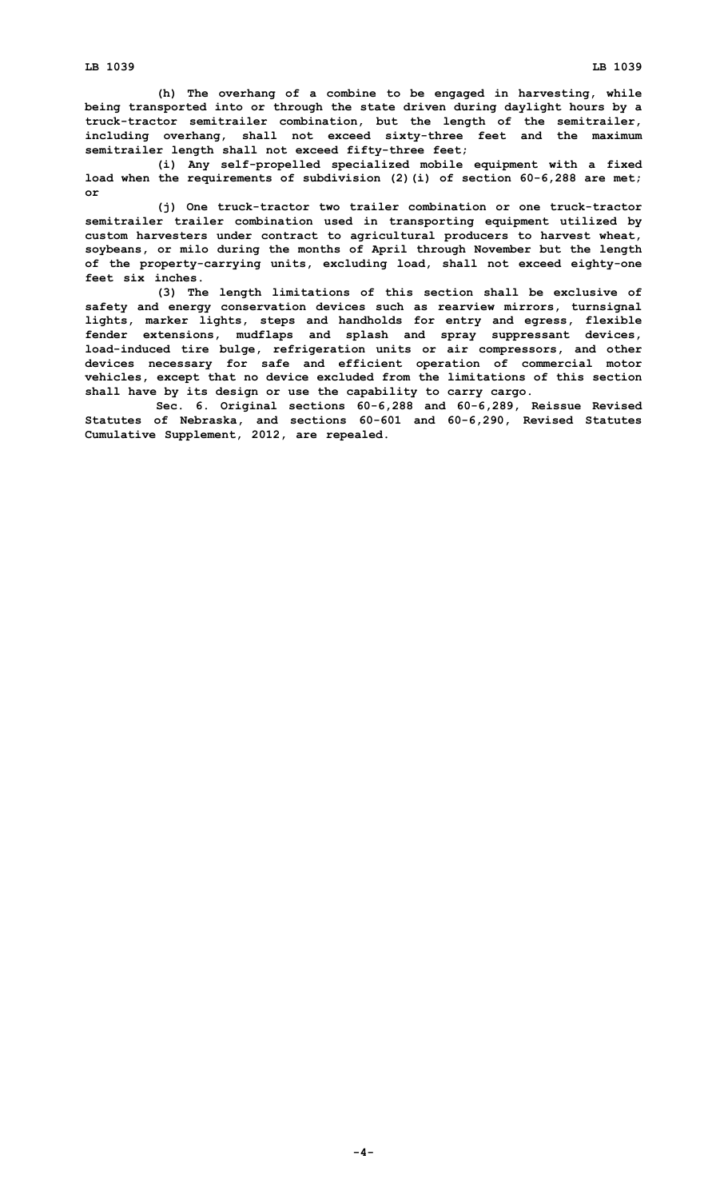(h) The overhang of a combine to be engaged in harvesting, while being transported into or through the state driven during daylight hours by a truck-tractor semitrailer combination, but the length of the semitrailer, including overhang, shall not exceed sixty-three feet and the maximum semitrailer length shall not exceed fifty-three feet;

(i) Any self-propelled specialized mobile equipment with a fixed load when the requirements of subdivision (2)(i) of section 60-6,288 are met; or

(j) One truck-tractor two trailer combination or one truck-tractor semitrailer trailer combination used in transporting equipment utilized by custom harvesters under contract to agricultural producers to harvest wheat, soybeans, or milo during the months of April through November but the length of the property-carrying units, excluding load, shall not exceed eighty-one feet six inches.

(3) The length limitations of this section shall be exclusive of safety and energy conservation devices such as rearview mirrors, turnsignal lights, marker lights, steps and handholds for entry and egress, flexible fender extensions, mudflaps and splash and spray suppressant devices, load-induced tire bulge, refrigeration units or air compressors, and other devices necessary for safe and efficient operation of commercial motor vehicles, except that no device excluded from the limitations of this section shall have by its design or use the capability to carry cargo.

Sec. 6. Original sections 60-6,288 and 60-6,289, Reissue Revised Statutes of Nebraska, and sections 60-601 and 60-6,290, Revised Statutes Cumulative Supplement, 2012, are repealed.